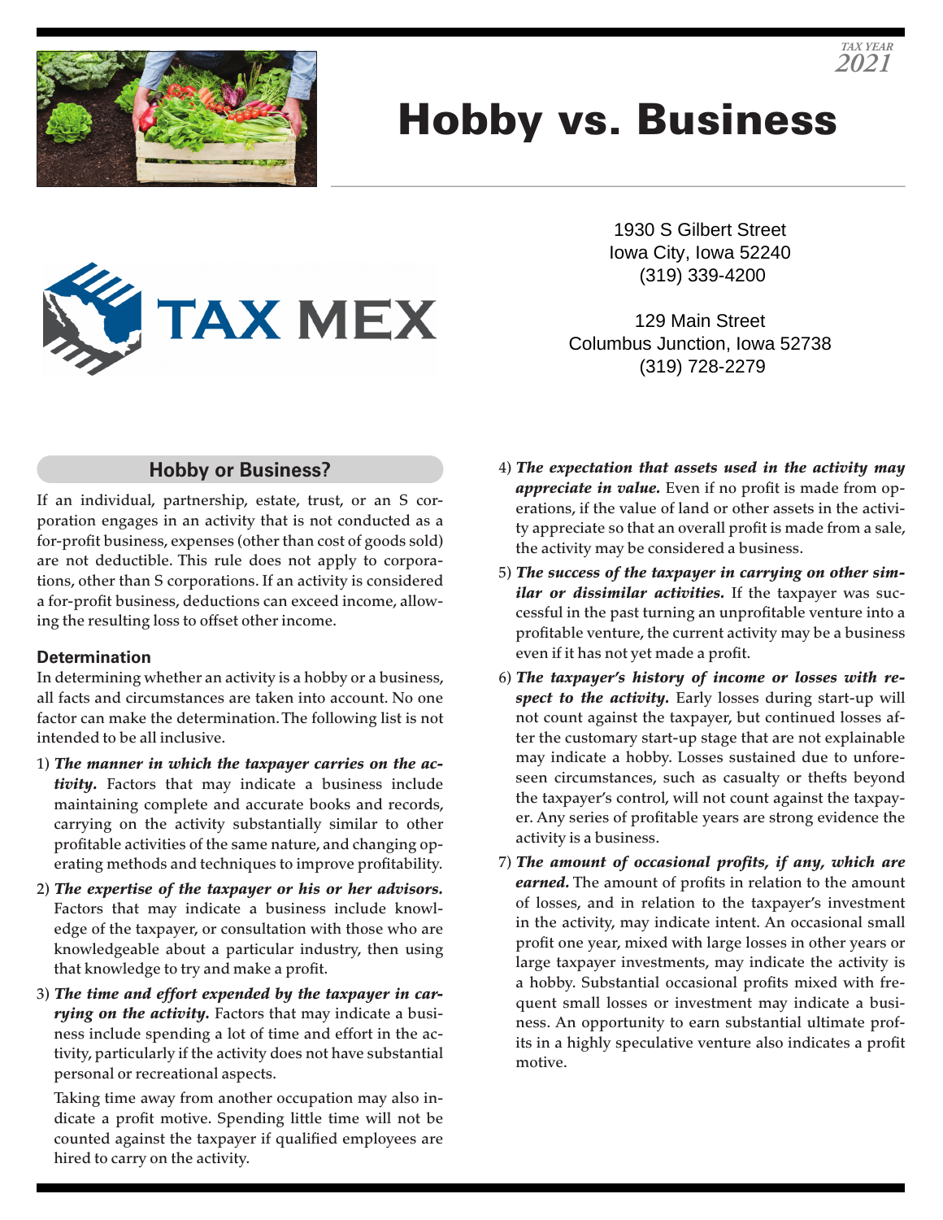TAX YEAR
2021

# Hobby vs. Business

TAX MEX

1930 S Gilbert Street
Iowa City, Iowa 52240
(319) 339-4200

129 Main Street
Columbus Junction, Iowa 52738
(319) 728-2279

## Hobby or Business?

If an individual, partnership, estate, trust, or an S corporation engages in an activity that is not conducted as a for-profit business, expenses (other than cost of goods sold) are not deductible. This rule does not apply to corporations, other than S corporations. If an activity is considered a for-profit business, deductions can exceed income, allowing the resulting loss to offset other income.

### Determination

In determining whether an activity is a hobby or a business, all facts and circumstances are taken into account. No one factor can make the determination. The following list is not intended to be all inclusive.

1) ***The manner in which the taxpayer carries on the activity.*** Factors that may indicate a business include maintaining complete and accurate books and records, carrying on the activity substantially similar to other profitable activities of the same nature, and changing operating methods and techniques to improve profitability.
2) ***The expertise of the taxpayer or his or her advisors.*** Factors that may indicate a business include knowledge of the taxpayer, or consultation with those who are knowledgeable about a particular industry, then using that knowledge to try and make a profit.
3) ***The time and effort expended by the taxpayer in carrying on the activity.*** Factors that may indicate a business include spending a lot of time and effort in the activity, particularly if the activity does not have substantial personal or recreational aspects.

   Taking time away from another occupation may also indicate a profit motive. Spending little time will not be counted against the taxpayer if qualified employees are hired to carry on the activity.
4) ***The expectation that assets used in the activity may appreciate in value.*** Even if no profit is made from operations, if the value of land or other assets in the activity appreciate so that an overall profit is made from a sale, the activity may be considered a business.
5) ***The success of the taxpayer in carrying on other similar or dissimilar activities.*** If the taxpayer was successful in the past turning an unprofitable venture into a profitable venture, the current activity may be a business even if it has not yet made a profit.
6) ***The taxpayer's history of income or losses with respect to the activity.*** Early losses during start-up will not count against the taxpayer, but continued losses after the customary start-up stage that are not explainable may indicate a hobby. Losses sustained due to unforeseen circumstances, such as casualty or thefts beyond the taxpayer's control, will not count against the taxpayer. Any series of profitable years are strong evidence the activity is a business.
7) ***The amount of occasional profits, if any, which are earned.*** The amount of profits in relation to the amount of losses, and in relation to the taxpayer's investment in the activity, may indicate intent. An occasional small profit one year, mixed with large losses in other years or large taxpayer investments, may indicate the activity is a hobby. Substantial occasional profits mixed with frequent small losses or investment may indicate a business. An opportunity to earn substantial ultimate profits in a highly speculative venture also indicates a profit motive.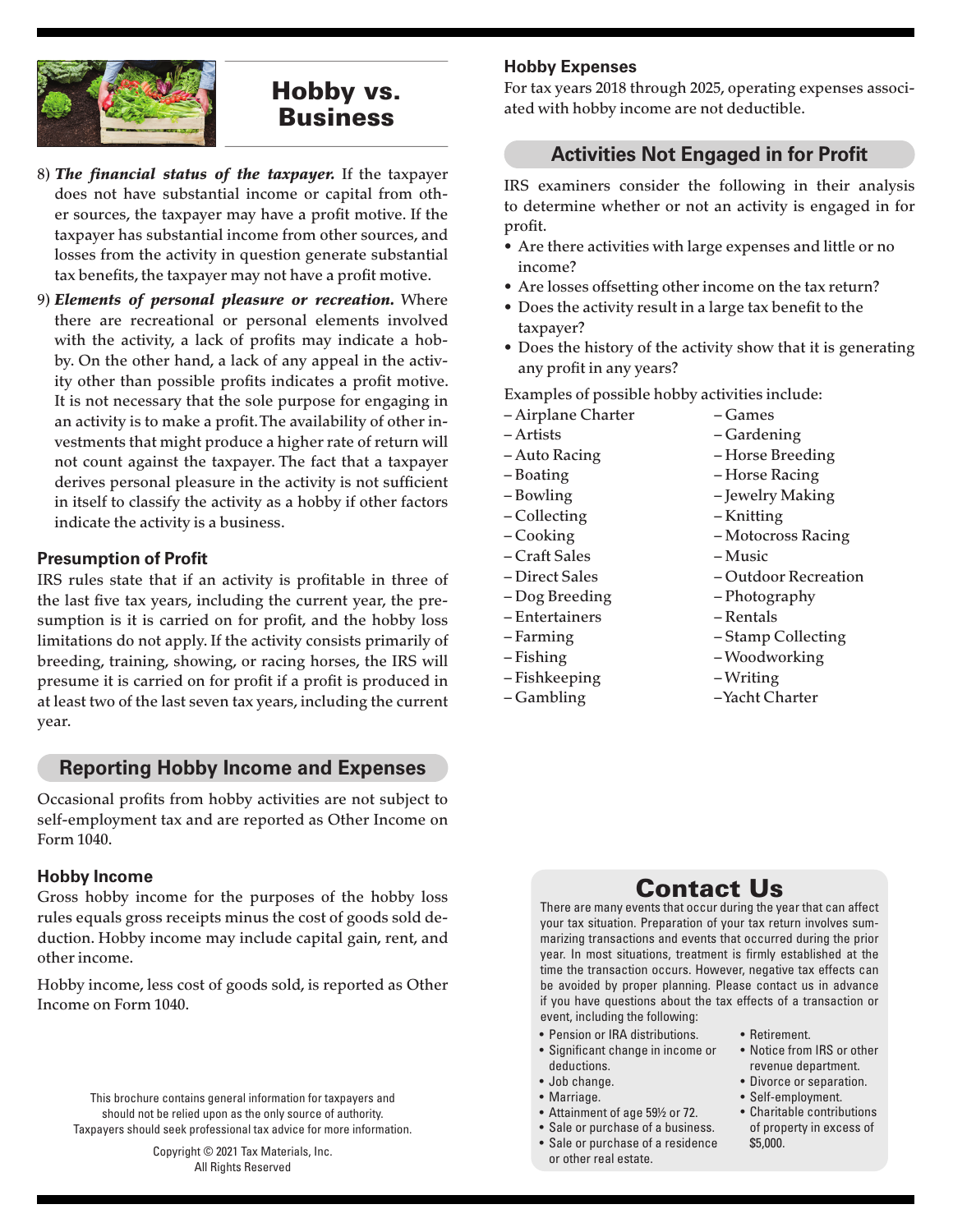# Hobby vs. Business

8) ***The financial status of the taxpayer.*** If the taxpayer does not have substantial income or capital from other sources, the taxpayer may have a profit motive. If the taxpayer has substantial income from other sources, and losses from the activity in question generate substantial tax benefits, the taxpayer may not have a profit motive.

9) ***Elements of personal pleasure or recreation.*** Where there are recreational or personal elements involved with the activity, a lack of profits may indicate a hobby. On the other hand, a lack of any appeal in the activity other than possible profits indicates a profit motive. It is not necessary that the sole purpose for engaging in an activity is to make a profit. The availability of other investments that might produce a higher rate of return will not count against the taxpayer. The fact that a taxpayer derives personal pleasure in the activity is not sufficient in itself to classify the activity as a hobby if other factors indicate the activity is a business.

### Presumption of Profit

IRS rules state that if an activity is profitable in three of the last five tax years, including the current year, the presumption is it is carried on for profit, and the hobby loss limitations do not apply. If the activity consists primarily of breeding, training, showing, or racing horses, the IRS will presume it is carried on for profit if a profit is produced in at least two of the last seven tax years, including the current year.

## Reporting Hobby Income and Expenses

Occasional profits from hobby activities are not subject to self-employment tax and are reported as Other Income on Form 1040.

### Hobby Income

Gross hobby income for the purposes of the hobby loss rules equals gross receipts minus the cost of goods sold deduction. Hobby income may include capital gain, rent, and other income.

Hobby income, less cost of goods sold, is reported as Other Income on Form 1040.

### Hobby Expenses

For tax years 2018 through 2025, operating expenses associated with hobby income are not deductible.

## Activities Not Engaged in for Profit

IRS examiners consider the following in their analysis to determine whether or not an activity is engaged in for profit.

- Are there activities with large expenses and little or no income?
- Are losses offsetting other income on the tax return?
- Does the activity result in a large tax benefit to the taxpayer?
- Does the history of the activity show that it is generating any profit in any years?

Examples of possible hobby activities include:

- Airplane Charter
- Artists
- Auto Racing
- Boating
- Bowling
- Collecting
- Cooking
- Craft Sales
- Direct Sales
- Dog Breeding
- Entertainers
- Farming
- Fishing
- Fishkeeping
- Gambling
- Games
- Gardening
- Horse Breeding
- Horse Racing
- Jewelry Making
- Knitting
- Motocross Racing
- Music
- Outdoor Recreation
- Photography
- Rentals
- Stamp Collecting
- Woodworking
- Writing
- Yacht Charter

## Contact Us

There are many events that occur during the year that can affect your tax situation. Preparation of your tax return involves summarizing transactions and events that occurred during the prior year. In most situations, treatment is firmly established at the time the transaction occurs. However, negative tax effects can be avoided by proper planning. Please contact us in advance if you have questions about the tax effects of a transaction or event, including the following:

- Pension or IRA distributions.
- Significant change in income or deductions.
- Job change.
- Marriage.
- Attainment of age 59½ or 72.
- Sale or purchase of a business.
- Sale or purchase of a residence or other real estate.
- Retirement.
- Notice from IRS or other revenue department.
- Divorce or separation.
- Self-employment.
- Charitable contributions of property in excess of $5,000.

This brochure contains general information for taxpayers and should not be relied upon as the only source of authority. Taxpayers should seek professional tax advice for more information.

Copyright © 2021 Tax Materials, Inc. All Rights Reserved